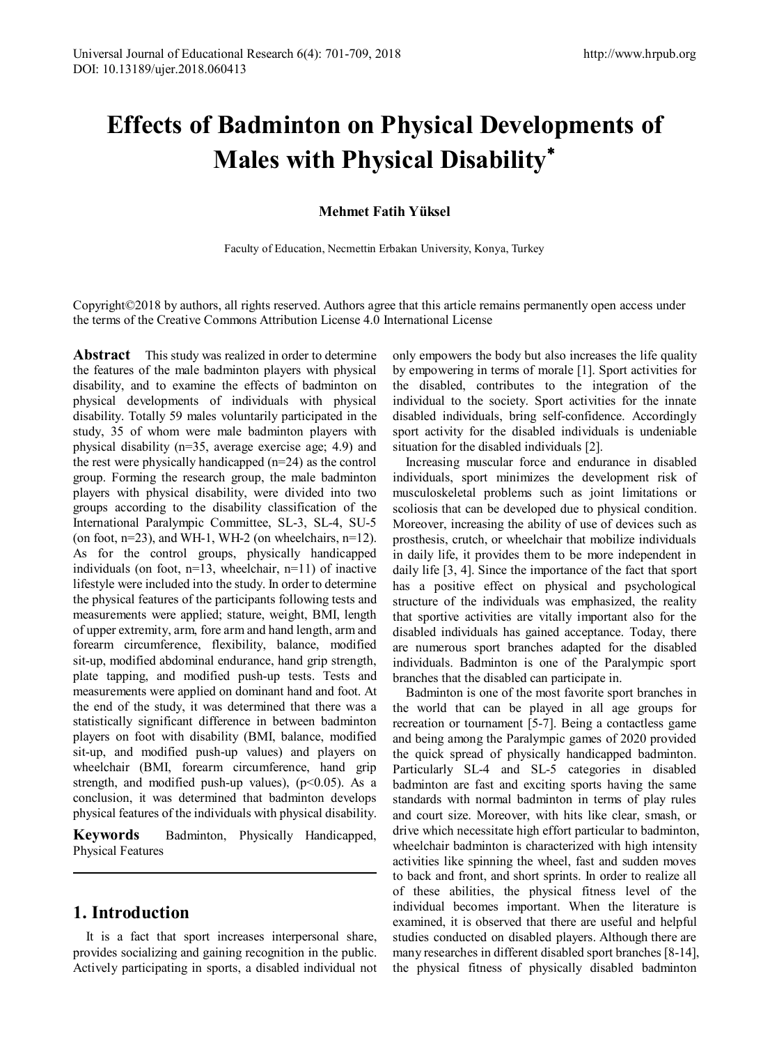# Effects of Badminton on Physical Developments of Males with Physical Disability*

**Mehmet Fatih Yüksel**

Faculty of Education, Necmettin Erbakan University, Konya, Turkey

Copyright©2018 by authors, all rights reserved. Authors agree that this article remains permanently open access under the terms of the Creative Commons Attribution License 4.0 International License

**Abstract** This study was realized in order to determine the features of the male badminton players with physical disability, and to examine the effects of badminton on physical developments of individuals with physical disability. Totally 59 males voluntarily participated in the study, 35 of whom were male badminton players with physical disability (n=35, average exercise age; 4.9) and the rest were physically handicapped (n=24) as the control group. Forming the research group, the male badminton players with physical disability, were divided into two groups according to the disability classification of the International Paralympic Committee, SL-3, SL-4, SU-5 (on foot, n=23), and WH-1, WH-2 (on wheelchairs, n=12). As for the control groups, physically handicapped individuals (on foot, n=13, wheelchair, n=11) of inactive lifestyle were included into the study. In order to determine the physical features of the participants following tests and measurements were applied; stature, weight, BMI, length of upper extremity, arm, fore arm and hand length, arm and forearm circumference, flexibility, balance, modified sit-up, modified abdominal endurance, hand grip strength, plate tapping, and modified push-up tests. Tests and measurements were applied on dominant hand and foot. At the end of the study, it was determined that there was a statistically significant difference in between badminton players on foot with disability (BMI, balance, modified sit-up, and modified push-up values) and players on wheelchair (BMI, forearm circumference, hand grip strength, and modified push-up values), ($p<0.05$). As a conclusion, it was determined that badminton develops physical features of the individuals with physical disability.

**Keywords** Badminton, Physically Handicapped, Physical Features

## 1. Introduction

It is a fact that sport increases interpersonal share, provides socializing and gaining recognition in the public. Actively participating in sports, a disabled individual not only empowers the body but also increases the life quality by empowering in terms of morale [1]. Sport activities for the disabled, contributes to the integration of the individual to the society. Sport activities for the innate disabled individuals, bring self-confidence. Accordingly sport activity for the disabled individuals is undeniable situation for the disabled individuals [2].

Increasing muscular force and endurance in disabled individuals, sport minimizes the development risk of musculoskeletal problems such as joint limitations or scoliosis that can be developed due to physical condition. Moreover, increasing the ability of use of devices such as prosthesis, crutch, or wheelchair that mobilize individuals in daily life, it provides them to be more independent in daily life [3, 4]. Since the importance of the fact that sport has a positive effect on physical and psychological structure of the individuals was emphasized, the reality that sportive activities are vitally important also for the disabled individuals has gained acceptance. Today, there are numerous sport branches adapted for the disabled individuals. Badminton is one of the Paralympic sport branches that the disabled can participate in.

Badminton is one of the most favorite sport branches in the world that can be played in all age groups for recreation or tournament [5-7]. Being a contactless game and being among the Paralympic games of 2020 provided the quick spread of physically handicapped badminton. Particularly SL-4 and SL-5 categories in disabled badminton are fast and exciting sports having the same standards with normal badminton in terms of play rules and court size. Moreover, with hits like clear, smash, or drive which necessitate high effort particular to badminton, wheelchair badminton is characterized with high intensity activities like spinning the wheel, fast and sudden moves to back and front, and short sprints. In order to realize all of these abilities, the physical fitness level of the individual becomes important. When the literature is examined, it is observed that there are useful and helpful studies conducted on disabled players. Although there are many researches in different disabled sport branches [8-14], the physical fitness of physically disabled badminton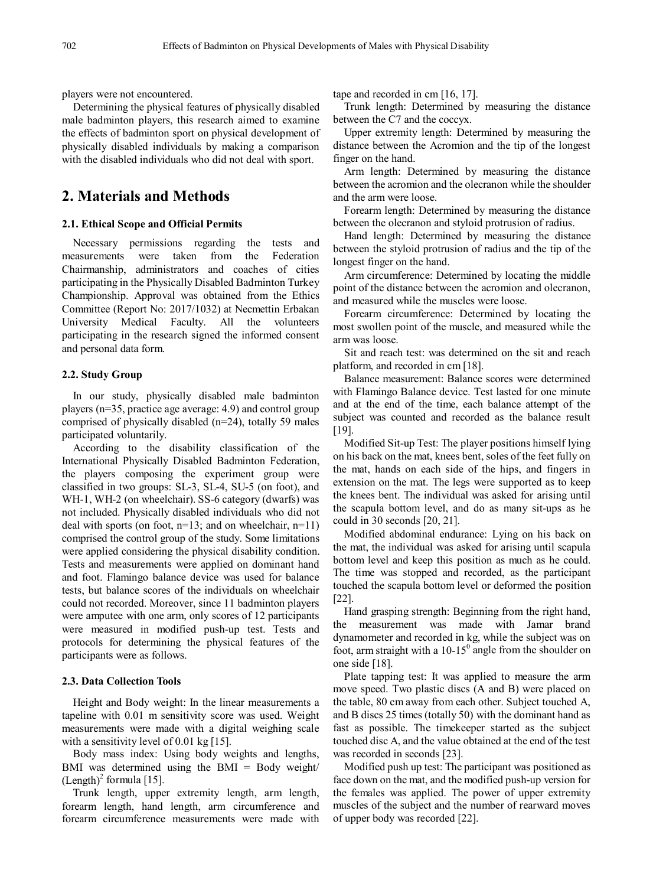players were not encountered.

Determining the physical features of physically disabled male badminton players, this research aimed to examine the effects of badminton sport on physical development of physically disabled individuals by making a comparison with the disabled individuals who did not deal with sport.

## 2. Materials and Methods

### 2.1. Ethical Scope and Official Permits

Necessary permissions regarding the tests and measurements were taken from the Federation Chairmanship, administrators and coaches of cities participating in the Physically Disabled Badminton Turkey Championship. Approval was obtained from the Ethics Committee (Report No: 2017/1032) at Necmettin Erbakan University Medical Faculty. All the volunteers participating in the research signed the informed consent and personal data form.

### 2.2. Study Group

In our study, physically disabled male badminton players (n=35, practice age average: 4.9) and control group comprised of physically disabled (n=24), totally 59 males participated voluntarily.

According to the disability classification of the International Physically Disabled Badminton Federation, the players composing the experiment group were classified in two groups: SL-3, SL-4, SU-5 (on foot), and WH-1, WH-2 (on wheelchair). SS-6 category (dwarfs) was not included. Physically disabled individuals who did not deal with sports (on foot, n=13; and on wheelchair, n=11) comprised the control group of the study. Some limitations were applied considering the physical disability condition. Tests and measurements were applied on dominant hand and foot. Flamingo balance device was used for balance tests, but balance scores of the individuals on wheelchair could not recorded. Moreover, since 11 badminton players were amputee with one arm, only scores of 12 participants were measured in modified push-up test. Tests and protocols for determining the physical features of the participants were as follows.

### 2.3. Data Collection Tools

Height and Body weight: In the linear measurements a tapeline with 0.01 m sensitivity score was used. Weight measurements were made with a digital weighing scale with a sensitivity level of 0.01 kg [15].

Body mass index: Using body weights and lengths, BMI was determined using the BMI = Body weight/ $(\text{Length})^2$ formula [15].

Trunk length, upper extremity length, arm length, forearm length, hand length, arm circumference and forearm circumference measurements were made with tape and recorded in cm [16, 17].

Trunk length: Determined by measuring the distance between the C7 and the coccyx.

Upper extremity length: Determined by measuring the distance between the Acromion and the tip of the longest finger on the hand.

Arm length: Determined by measuring the distance between the acromion and the olecranon while the shoulder and the arm were loose.

Forearm length: Determined by measuring the distance between the olecranon and styloid protrusion of radius.

Hand length: Determined by measuring the distance between the styloid protrusion of radius and the tip of the longest finger on the hand.

Arm circumference: Determined by locating the middle point of the distance between the acromion and olecranon, and measured while the muscles were loose.

Forearm circumference: Determined by locating the most swollen point of the muscle, and measured while the arm was loose.

Sit and reach test: was determined on the sit and reach platform, and recorded in cm [18].

Balance measurement: Balance scores were determined with Flamingo Balance device. Test lasted for one minute and at the end of the time, each balance attempt of the subject was counted and recorded as the balance result [19].

Modified Sit-up Test: The player positions himself lying on his back on the mat, knees bent, soles of the feet fully on the mat, hands on each side of the hips, and fingers in extension on the mat. The legs were supported as to keep the knees bent. The individual was asked for arising until the scapula bottom level, and do as many sit-ups as he could in 30 seconds [20, 21].

Modified abdominal endurance: Lying on his back on the mat, the individual was asked for arising until scapula bottom level and keep this position as much as he could. The time was stopped and recorded, as the participant touched the scapula bottom level or deformed the position [22].

Hand grasping strength: Beginning from the right hand, the measurement was made with Jamar brand dynamometer and recorded in kg, while the subject was on foot, arm straight with a 10-15$^0$ angle from the shoulder on one side [18].

Plate tapping test: It was applied to measure the arm move speed. Two plastic discs (A and B) were placed on the table, 80 cm away from each other. Subject touched A, and B discs 25 times (totally 50) with the dominant hand as fast as possible. The timekeeper started as the subject touched disc A, and the value obtained at the end of the test was recorded in seconds [23].

Modified push up test: The participant was positioned as face down on the mat, and the modified push-up version for the females was applied. The power of upper extremity muscles of the subject and the number of rearward moves of upper body was recorded [22].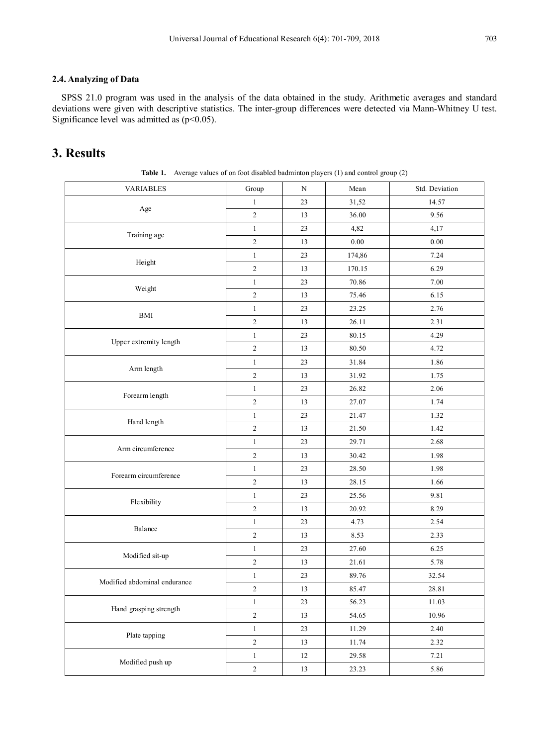### 2.4. Analyzing of Data

SPSS 21.0 program was used in the analysis of the data obtained in the study. Arithmetic averages and standard deviations were given with descriptive statistics. The inter-group differences were detected via Mann-Whitney U test. Significance level was admitted as ($p<0.05$).

## 3. Results

**Table 1.** Average values of on foot disabled badminton players (1) and control group (2)

| VARIABLES | Group | N | Mean | Std. Deviation |
|---|---|---|---|---|
| Age | 1 | 23 | 31,52 | 14.57 |
| | 2 | 13 | 36.00 | 9.56 |
| Training age | 1 | 23 | 4,82 | 4,17 |
| | 2 | 13 | 0.00 | 0.00 |
| Height | 1 | 23 | 174,86 | 7.24 |
| | 2 | 13 | 170.15 | 6.29 |
| Weight | 1 | 23 | 70.86 | 7.00 |
| | 2 | 13 | 75.46 | 6.15 |
| BMI | 1 | 23 | 23.25 | 2.76 |
| | 2 | 13 | 26.11 | 2.31 |
| Upper extremity length | 1 | 23 | 80.15 | 4.29 |
| | 2 | 13 | 80.50 | 4.72 |
| Arm length | 1 | 23 | 31.84 | 1.86 |
| | 2 | 13 | 31.92 | 1.75 |
| Forearm length | 1 | 23 | 26.82 | 2.06 |
| | 2 | 13 | 27.07 | 1.74 |
| Hand length | 1 | 23 | 21.47 | 1.32 |
| | 2 | 13 | 21.50 | 1.42 |
| Arm circumference | 1 | 23 | 29.71 | 2.68 |
| | 2 | 13 | 30.42 | 1.98 |
| Forearm circumference | 1 | 23 | 28.50 | 1.98 |
| | 2 | 13 | 28.15 | 1.66 |
| Flexibility | 1 | 23 | 25.56 | 9.81 |
| | 2 | 13 | 20.92 | 8.29 |
| Balance | 1 | 23 | 4.73 | 2.54 |
| | 2 | 13 | 8.53 | 2.33 |
| Modified sit-up | 1 | 23 | 27.60 | 6.25 |
| | 2 | 13 | 21.61 | 5.78 |
| Modified abdominal endurance | 1 | 23 | 89.76 | 32.54 |
| | 2 | 13 | 85.47 | 28.81 |
| Hand grasping strength | 1 | 23 | 56.23 | 11.03 |
| | 2 | 13 | 54.65 | 10.96 |
| Plate tapping | 1 | 23 | 11.29 | 2.40 |
| | 2 | 13 | 11.74 | 2.32 |
| Modified push up | 1 | 12 | 29.58 | 7.21 |
| | 2 | 13 | 23.23 | 5.86 |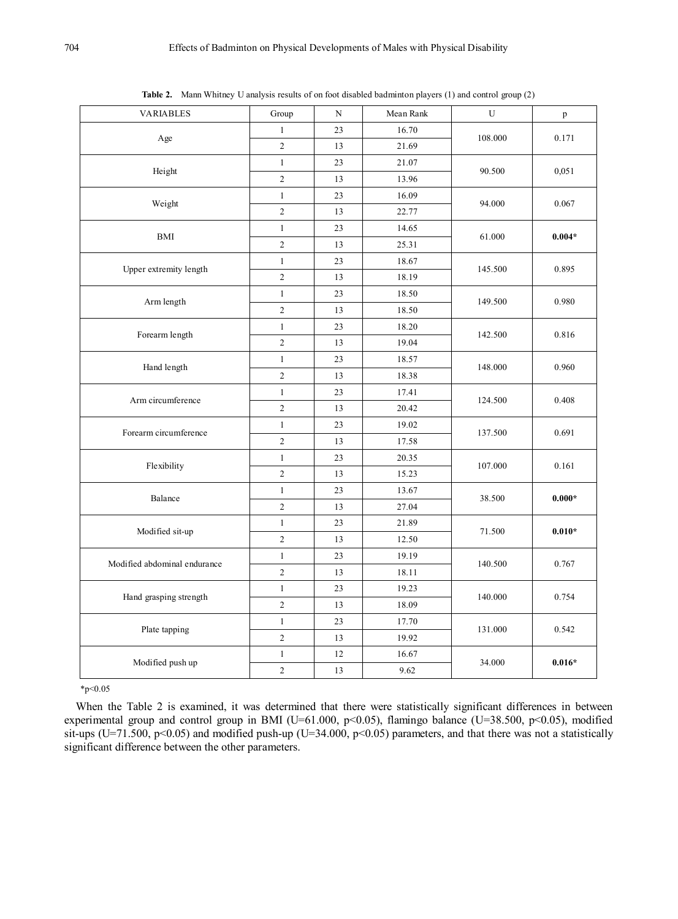**Table 2.** Mann Whitney U analysis results of on foot disabled badminton players (1) and control group (2)

| VARIABLES | Group | N | Mean Rank | U | p |
|---|---|---|---|---|---|
| Age | 1 | 23 | 16.70 | 108.000 | 0.171 |
| | 2 | 13 | 21.69 | | |
| Height | 1 | 23 | 21.07 | 90.500 | 0,051 |
| | 2 | 13 | 13.96 | | |
| Weight | 1 | 23 | 16.09 | 94.000 | 0.067 |
| | 2 | 13 | 22.77 | | |
| BMI | 1 | 23 | 14.65 | 61.000 | **0.004*** |
| | 2 | 13 | 25.31 | | |
| Upper extremity length | 1 | 23 | 18.67 | 145.500 | 0.895 |
| | 2 | 13 | 18.19 | | |
| Arm length | 1 | 23 | 18.50 | 149.500 | 0.980 |
| | 2 | 13 | 18.50 | | |
| Forearm length | 1 | 23 | 18.20 | 142.500 | 0.816 |
| | 2 | 13 | 19.04 | | |
| Hand length | 1 | 23 | 18.57 | 148.000 | 0.960 |
| | 2 | 13 | 18.38 | | |
| Arm circumference | 1 | 23 | 17.41 | 124.500 | 0.408 |
| | 2 | 13 | 20.42 | | |
| Forearm circumference | 1 | 23 | 19.02 | 137.500 | 0.691 |
| | 2 | 13 | 17.58 | | |
| Flexibility | 1 | 23 | 20.35 | 107.000 | 0.161 |
| | 2 | 13 | 15.23 | | |
| Balance | 1 | 23 | 13.67 | 38.500 | **0.000*** |
| | 2 | 13 | 27.04 | | |
| Modified sit-up | 1 | 23 | 21.89 | 71.500 | **0.010*** |
| | 2 | 13 | 12.50 | | |
| Modified abdominal endurance | 1 | 23 | 19.19 | 140.500 | 0.767 |
| | 2 | 13 | 18.11 | | |
| Hand grasping strength | 1 | 23 | 19.23 | 140.000 | 0.754 |
| | 2 | 13 | 18.09 | | |
| Plate tapping | 1 | 23 | 17.70 | 131.000 | 0.542 |
| | 2 | 13 | 19.92 | | |
| Modified push up | 1 | 12 | 16.67 | 34.000 | **0.016*** |
| | 2 | 13 | 9.62 | | |

*$p<0.05$

When the Table 2 is examined, it was determined that there were statistically significant differences in between experimental group and control group in BMI ($U=61.000$, $p<0.05$), flamingo balance ($U=38.500$, $p<0.05$), modified sit-ups ($U=71.500$, $p<0.05$) and modified push-up ($U=34.000$, $p<0.05$) parameters, and that there was not a statistically significant difference between the other parameters.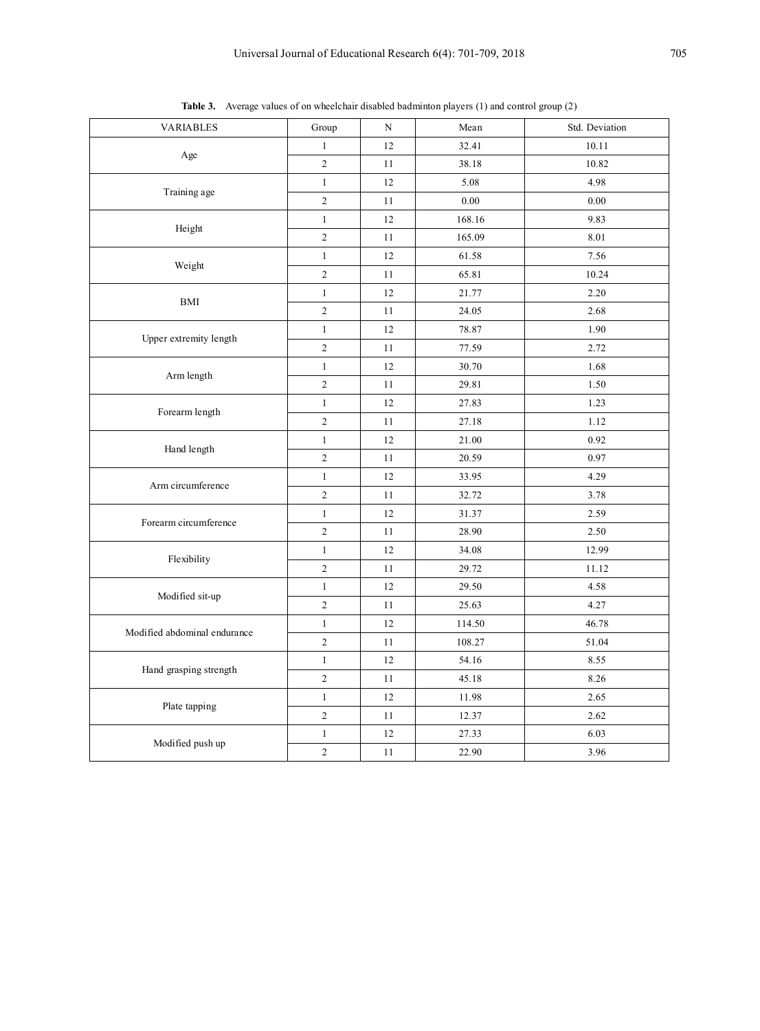**Table 3.** Average values of on wheelchair disabled badminton players (1) and control group (2)

| VARIABLES | Group | N | Mean | Std. Deviation |
|---|---|---|---|---|
| Age | 1 | 12 | 32.41 | 10.11 |
| | 2 | 11 | 38.18 | 10.82 |
| Training age | 1 | 12 | 5.08 | 4.98 |
| | 2 | 11 | 0.00 | 0.00 |
| Height | 1 | 12 | 168.16 | 9.83 |
| | 2 | 11 | 165.09 | 8.01 |
| Weight | 1 | 12 | 61.58 | 7.56 |
| | 2 | 11 | 65.81 | 10.24 |
| BMI | 1 | 12 | 21.77 | 2.20 |
| | 2 | 11 | 24.05 | 2.68 |
| Upper extremity length | 1 | 12 | 78.87 | 1.90 |
| | 2 | 11 | 77.59 | 2.72 |
| Arm length | 1 | 12 | 30.70 | 1.68 |
| | 2 | 11 | 29.81 | 1.50 |
| Forearm length | 1 | 12 | 27.83 | 1.23 |
| | 2 | 11 | 27.18 | 1.12 |
| Hand length | 1 | 12 | 21.00 | 0.92 |
| | 2 | 11 | 20.59 | 0.97 |
| Arm circumference | 1 | 12 | 33.95 | 4.29 |
| | 2 | 11 | 32.72 | 3.78 |
| Forearm circumference | 1 | 12 | 31.37 | 2.59 |
| | 2 | 11 | 28.90 | 2.50 |
| Flexibility | 1 | 12 | 34.08 | 12.99 |
| | 2 | 11 | 29.72 | 11.12 |
| Modified sit-up | 1 | 12 | 29.50 | 4.58 |
| | 2 | 11 | 25.63 | 4.27 |
| Modified abdominal endurance | 1 | 12 | 114.50 | 46.78 |
| | 2 | 11 | 108.27 | 51.04 |
| Hand grasping strength | 1 | 12 | 54.16 | 8.55 |
| | 2 | 11 | 45.18 | 8.26 |
| Plate tapping | 1 | 12 | 11.98 | 2.65 |
| | 2 | 11 | 12.37 | 2.62 |
| Modified push up | 1 | 12 | 27.33 | 6.03 |
| | 2 | 11 | 22.90 | 3.96 |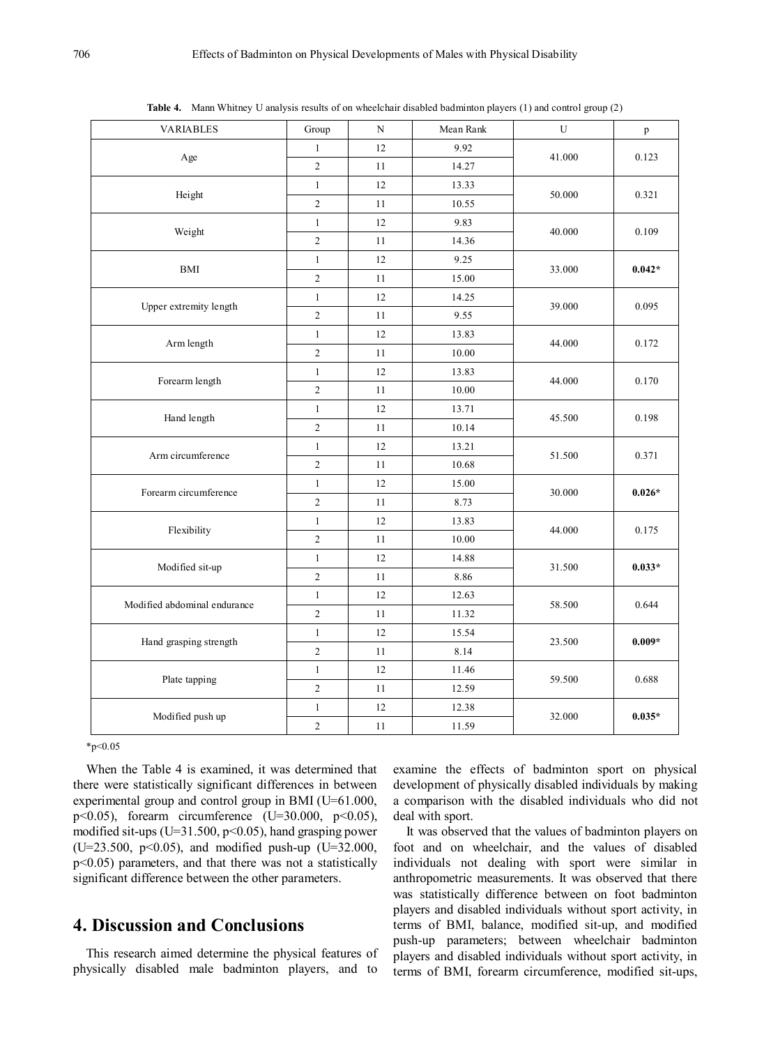**Table 4.** Mann Whitney U analysis results of on wheelchair disabled badminton players (1) and control group (2)

| VARIABLES | Group | N | Mean Rank | U | p |
|---|---|---|---|---|---|
| Age | 1 | 12 | 9.92 | 41.000 | 0.123 |
| | 2 | 11 | 14.27 | | |
| Height | 1 | 12 | 13.33 | 50.000 | 0.321 |
| | 2 | 11 | 10.55 | | |
| Weight | 1 | 12 | 9.83 | 40.000 | 0.109 |
| | 2 | 11 | 14.36 | | |
| BMI | 1 | 12 | 9.25 | 33.000 | **0.042*** |
| | 2 | 11 | 15.00 | | |
| Upper extremity length | 1 | 12 | 14.25 | 39.000 | 0.095 |
| | 2 | 11 | 9.55 | | |
| Arm length | 1 | 12 | 13.83 | 44.000 | 0.172 |
| | 2 | 11 | 10.00 | | |
| Forearm length | 1 | 12 | 13.83 | 44.000 | 0.170 |
| | 2 | 11 | 10.00 | | |
| Hand length | 1 | 12 | 13.71 | 45.500 | 0.198 |
| | 2 | 11 | 10.14 | | |
| Arm circumference | 1 | 12 | 13.21 | 51.500 | 0.371 |
| | 2 | 11 | 10.68 | | |
| Forearm circumference | 1 | 12 | 15.00 | 30.000 | **0.026*** |
| | 2 | 11 | 8.73 | | |
| Flexibility | 1 | 12 | 13.83 | 44.000 | 0.175 |
| | 2 | 11 | 10.00 | | |
| Modified sit-up | 1 | 12 | 14.88 | 31.500 | **0.033*** |
| | 2 | 11 | 8.86 | | |
| Modified abdominal endurance | 1 | 12 | 12.63 | 58.500 | 0.644 |
| | 2 | 11 | 11.32 | | |
| Hand grasping strength | 1 | 12 | 15.54 | 23.500 | **0.009*** |
| | 2 | 11 | 8.14 | | |
| Plate tapping | 1 | 12 | 11.46 | 59.500 | 0.688 |
| | 2 | 11 | 12.59 | | |
| Modified push up | 1 | 12 | 12.38 | 32.000 | **0.035*** |
| | 2 | 11 | 11.59 | | |

*$p<0.05$

When the Table 4 is examined, it was determined that there were statistically significant differences in between experimental group and control group in BMI (U=61.000, $p<0.05$), forearm circumference (U=30.000, $p<0.05$), modified sit-ups (U=31.500, $p<0.05$), hand grasping power (U=23.500, $p<0.05$), and modified push-up (U=32.000, $p<0.05$) parameters, and that there was not a statistically significant difference between the other parameters.

## 4. Discussion and Conclusions

This research aimed determine the physical features of physically disabled male badminton players, and to examine the effects of badminton sport on physical development of physically disabled individuals by making a comparison with the disabled individuals who did not deal with sport.

It was observed that the values of badminton players on foot and on wheelchair, and the values of disabled individuals not dealing with sport were similar in anthropometric measurements. It was observed that there was statistically difference between on foot badminton players and disabled individuals without sport activity, in terms of BMI, balance, modified sit-up, and modified push-up parameters; between wheelchair badminton players and disabled individuals without sport activity, in terms of BMI, forearm circumference, modified sit-ups,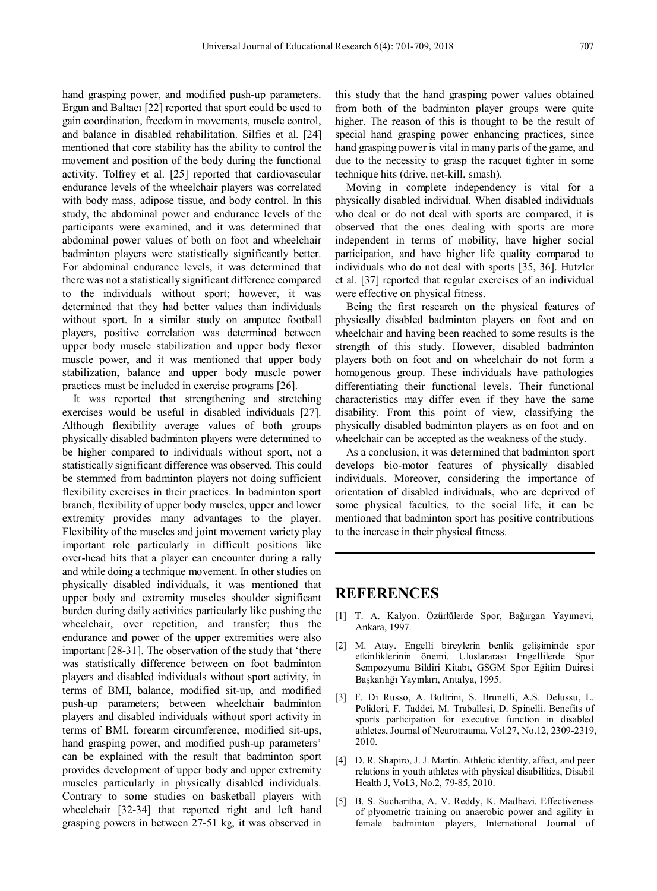hand grasping power, and modified push-up parameters. Ergun and Baltacı [22] reported that sport could be used to gain coordination, freedom in movements, muscle control, and balance in disabled rehabilitation. Silfies et al. [24] mentioned that core stability has the ability to control the movement and position of the body during the functional activity. Tolfrey et al. [25] reported that cardiovascular endurance levels of the wheelchair players was correlated with body mass, adipose tissue, and body control. In this study, the abdominal power and endurance levels of the participants were examined, and it was determined that abdominal power values of both on foot and wheelchair badminton players were statistically significantly better. For abdominal endurance levels, it was determined that there was not a statistically significant difference compared to the individuals without sport; however, it was determined that they had better values than individuals without sport. In a similar study on amputee football players, positive correlation was determined between upper body muscle stabilization and upper body flexor muscle power, and it was mentioned that upper body stabilization, balance and upper body muscle power practices must be included in exercise programs [26].

It was reported that strengthening and stretching exercises would be useful in disabled individuals [27]. Although flexibility average values of both groups physically disabled badminton players were determined to be higher compared to individuals without sport, not a statistically significant difference was observed. This could be stemmed from badminton players not doing sufficient flexibility exercises in their practices. In badminton sport branch, flexibility of upper body muscles, upper and lower extremity provides many advantages to the player. Flexibility of the muscles and joint movement variety play important role particularly in difficult positions like over-head hits that a player can encounter during a rally and while doing a technique movement. In other studies on physically disabled individuals, it was mentioned that upper body and extremity muscles shoulder significant burden during daily activities particularly like pushing the wheelchair, over repetition, and transfer; thus the endurance and power of the upper extremities were also important [28-31]. The observation of the study that 'there was statistically difference between on foot badminton players and disabled individuals without sport activity, in terms of BMI, balance, modified sit-up, and modified push-up parameters; between wheelchair badminton players and disabled individuals without sport activity in terms of BMI, forearm circumference, modified sit-ups, hand grasping power, and modified push-up parameters' can be explained with the result that badminton sport provides development of upper body and upper extremity muscles particularly in physically disabled individuals. Contrary to some studies on basketball players with wheelchair [32-34] that reported right and left hand grasping powers in between 27-51 kg, it was observed in this study that the hand grasping power values obtained from both of the badminton player groups were quite higher. The reason of this is thought to be the result of special hand grasping power enhancing practices, since hand grasping power is vital in many parts of the game, and due to the necessity to grasp the racquet tighter in some technique hits (drive, net-kill, smash).

Moving in complete independency is vital for a physically disabled individual. When disabled individuals who deal or do not deal with sports are compared, it is observed that the ones dealing with sports are more independent in terms of mobility, have higher social participation, and have higher life quality compared to individuals who do not deal with sports [35, 36]. Hutzler et al. [37] reported that regular exercises of an individual were effective on physical fitness.

Being the first research on the physical features of physically disabled badminton players on foot and on wheelchair and having been reached to some results is the strength of this study. However, disabled badminton players both on foot and on wheelchair do not form a homogenous group. These individuals have pathologies differentiating their functional levels. Their functional characteristics may differ even if they have the same disability. From this point of view, classifying the physically disabled badminton players as on foot and on wheelchair can be accepted as the weakness of the study.

As a conclusion, it was determined that badminton sport develops bio-motor features of physically disabled individuals. Moreover, considering the importance of orientation of disabled individuals, who are deprived of some physical faculties, to the social life, it can be mentioned that badminton sport has positive contributions to the increase in their physical fitness.

## REFERENCES

[1] T. A. Kalyon. Özürlülerde Spor, Bağırgan Yayımevi, Ankara, 1997.

[2] M. Atay. Engelli bireylerin benlik gelişiminde spor etkinliklerinin önemi. Uluslararası Engellilerde Spor Sempozyumu Bildiri Kitabı, GSGM Spor Eğitim Dairesi Başkanlığı Yayınları, Antalya, 1995.

[3] F. Di Russo, A. Bultrini, S. Brunelli, A.S. Delussu, L. Polidori, F. Taddei, M. Traballesi, D. Spinelli. Benefits of sports participation for executive function in disabled athletes, Journal of Neurotrauma, Vol.27, No.12, 2309-2319, 2010.

[4] D. R. Shapiro, J. J. Martin. Athletic identity, affect, and peer relations in youth athletes with physical disabilities, Disabil Health J, Vol.3, No.2, 79-85, 2010.

[5] B. S. Sucharitha, A. V. Reddy, K. Madhavi. Effectiveness of plyometric training on anaerobic power and agility in female badminton players, International Journal of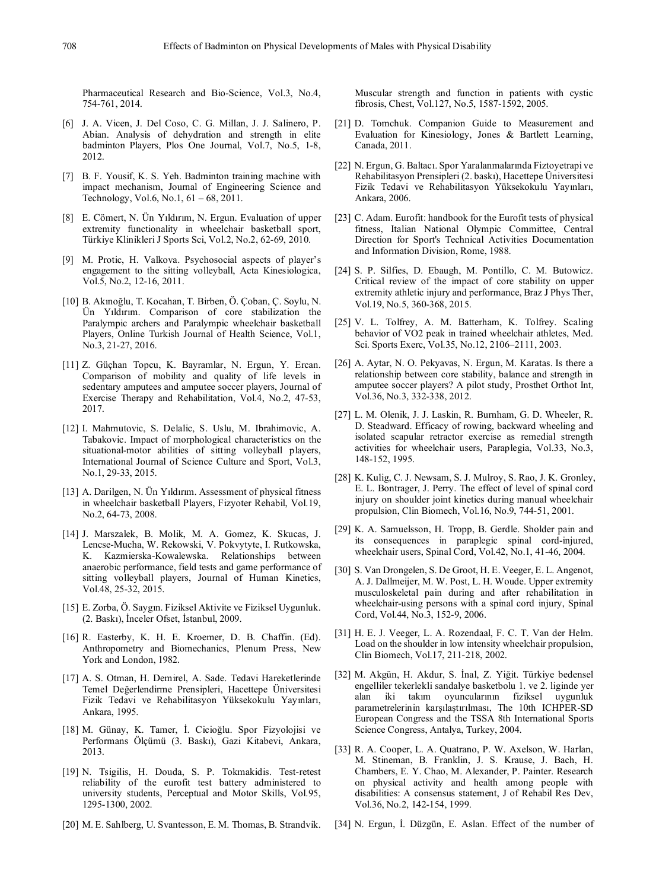Pharmaceutical Research and Bio-Science, Vol.3, No.4, 754-761, 2014.

[6] J. A. Vicen, J. Del Coso, C. G. Millan, J. J. Salinero, P. Abian. Analysis of dehydration and strength in elite badminton Players, Plos One Journal, Vol.7, No.5, 1-8, 2012.

[7] B. F. Yousif, K. S. Yeh. Badminton training machine with impact mechanism, Journal of Engineering Science and Technology, Vol.6, No.1, 61 – 68, 2011.

[8] E. Cömert, N. Ün Yıldırım, N. Ergun. Evaluation of upper extremity functionality in wheelchair basketball sport, Türkiye Klinikleri J Sports Sci, Vol.2, No.2, 62-69, 2010.

[9] M. Protic, H. Valkova. Psychosocial aspects of player's engagement to the sitting volleyball, Acta Kinesiologica, Vol.5, No.2, 12-16, 2011.

[10] B. Akınoğlu, T. Kocahan, T. Birben, Ö. Çoban, Ç. Soylu, N. Ün Yıldırım. Comparison of core stabilization the Paralympic archers and Paralympic wheelchair basketball Players, Online Turkish Journal of Health Science, Vol.1, No.3, 21-27, 2016.

[11] Z. Güçhan Topcu, K. Bayramlar, N. Ergun, Y. Ercan. Comparison of mobility and quality of life levels in sedentary amputees and amputee soccer players, Journal of Exercise Therapy and Rehabilitation, Vol.4, No.2, 47-53, 2017.

[12] I. Mahmutovic, S. Delalic, S. Uslu, M. Ibrahimovic, A. Tabakovic. Impact of morphological characteristics on the situational-motor abilities of sitting volleyball players, International Journal of Science Culture and Sport, Vol.3, No.1, 29-33, 2015.

[13] A. Darilgen, N. Ün Yıldırım. Assessment of physical fitness in wheelchair basketball Players, Fizyoter Rehabil, Vol.19, No.2, 64-73, 2008.

[14] J. Marszalek, B. Molik, M. A. Gomez, K. Skucas, J. Lencse-Mucha, W. Rekowski, V. Pokvytyte, I. Rutkowska, K. Kazmierska-Kowalewska. Relationships between anaerobic performance, field tests and game performance of sitting volleyball players, Journal of Human Kinetics, Vol.48, 25-32, 2015.

[15] E. Zorba, Ö. Saygın. Fiziksel Aktivite ve Fiziksel Uygunluk. (2. Baskı), İnceler Ofset, İstanbul, 2009.

[16] R. Easterby, K. H. E. Kroemer, D. B. Chaffin. (Ed). Anthropometry and Biomechanics, Plenum Press, New York and London, 1982.

[17] A. S. Otman, H. Demirel, A. Sade. Tedavi Hareketlerinde Temel Değerlendirme Prensipleri, Hacettepe Üniversitesi Fizik Tedavi ve Rehabilitasyon Yüksekokulu Yayınları, Ankara, 1995.

[18] M. Günay, K. Tamer, İ. Cicioğlu. Spor Fizyolojisi ve Performans Ölçümü (3. Baskı), Gazi Kitabevi, Ankara, 2013.

[19] N. Tsigilis, H. Douda, S. P. Tokmakidis. Test-retest reliability of the eurofit test battery administered to university students, Perceptual and Motor Skills, Vol.95, 1295-1300, 2002.

[20] M. E. Sahlberg, U. Svantesson, E. M. Thomas, B. Strandvik. Muscular strength and function in patients with cystic fibrosis, Chest, Vol.127, No.5, 1587-1592, 2005.

[21] D. Tomchuk. Companion Guide to Measurement and Evaluation for Kinesiology, Jones & Bartlett Learning, Canada, 2011.

[22] N. Ergun, G. Baltacı. Spor Yaralanmalarında Fiztoyetrapi ve Rehabilitasyon Prensipleri (2. baskı), Hacettepe Üniversitesi Fizik Tedavi ve Rehabilitasyon Yüksekokulu Yayınları, Ankara, 2006.

[23] C. Adam. Eurofit: handbook for the Eurofit tests of physical fitness, Italian National Olympic Committee, Central Direction for Sport's Technical Activities Documentation and Information Division, Rome, 1988.

[24] S. P. Silfies, D. Ebaugh, M. Pontillo, C. M. Butowicz. Critical review of the impact of core stability on upper extremity athletic injury and performance, Braz J Phys Ther, Vol.19, No.5, 360-368, 2015.

[25] V. L. Tolfrey, A. M. Batterham, K. Tolfrey. Scaling behavior of VO2 peak in trained wheelchair athletes, Med. Sci. Sports Exerc, Vol.35, No.12, 2106–2111, 2003.

[26] A. Aytar, N. O. Pekyavas, N. Ergun, M. Karatas. Is there a relationship between core stability, balance and strength in amputee soccer players? A pilot study, Prosthet Orthot Int, Vol.36, No.3, 332-338, 2012.

[27] L. M. Olenik, J. J. Laskin, R. Burnham, G. D. Wheeler, R. D. Steadward. Efficacy of rowing, backward wheeling and isolated scapular retractor exercise as remedial strength activities for wheelchair users, Paraplegia, Vol.33, No.3, 148-152, 1995.

[28] K. Kulig, C. J. Newsam, S. J. Mulroy, S. Rao, J. K. Gronley, E. L. Bontrager, J. Perry. The effect of level of spinal cord injury on shoulder joint kinetics during manual wheelchair propulsion, Clin Biomech, Vol.16, No.9, 744-51, 2001.

[29] K. A. Samuelsson, H. Tropp, B. Gerdle. Sholder pain and its consequences in paraplegic spinal cord-injured, wheelchair users, Spinal Cord, Vol.42, No.1, 41-46, 2004.

[30] S. Van Drongelen, S. De Groot, H. E. Veeger, E. L. Angenot, A. J. Dallmeijer, M. W. Post, L. H. Woude. Upper extremity musculoskeletal pain during and after rehabilitation in wheelchair-using persons with a spinal cord injury, Spinal Cord, Vol.44, No.3, 152-9, 2006.

[31] H. E. J. Veeger, L. A. Rozendaal, F. C. T. Van der Helm. Load on the shoulder in low intensity wheelchair propulsion, Clin Biomech, Vol.17, 211-218, 2002.

[32] M. Akgün, H. Akdur, S. İnal, Z. Yiğit. Türkiye bedensel engelliler tekerlekli sandalye basketbolu 1. ve 2. liginde yer alan iki takım oyuncularının fiziksel uygunluk parametrelerinin karşılaştırılması, The 10th ICHPER-SD European Congress and the TSSA 8th International Sports Science Congress, Antalya, Turkey, 2004.

[33] R. A. Cooper, L. A. Quatrano, P. W. Axelson, W. Harlan, M. Stineman, B. Franklin, J. S. Krause, J. Bach, H. Chambers, E. Y. Chao, M. Alexander, P. Painter. Research on physical activity and health among people with disabilities: A consensus statement, J of Rehabil Res Dev, Vol.36, No.2, 142-154, 1999.

[34] N. Ergun, İ. Düzgün, E. Aslan. Effect of the number of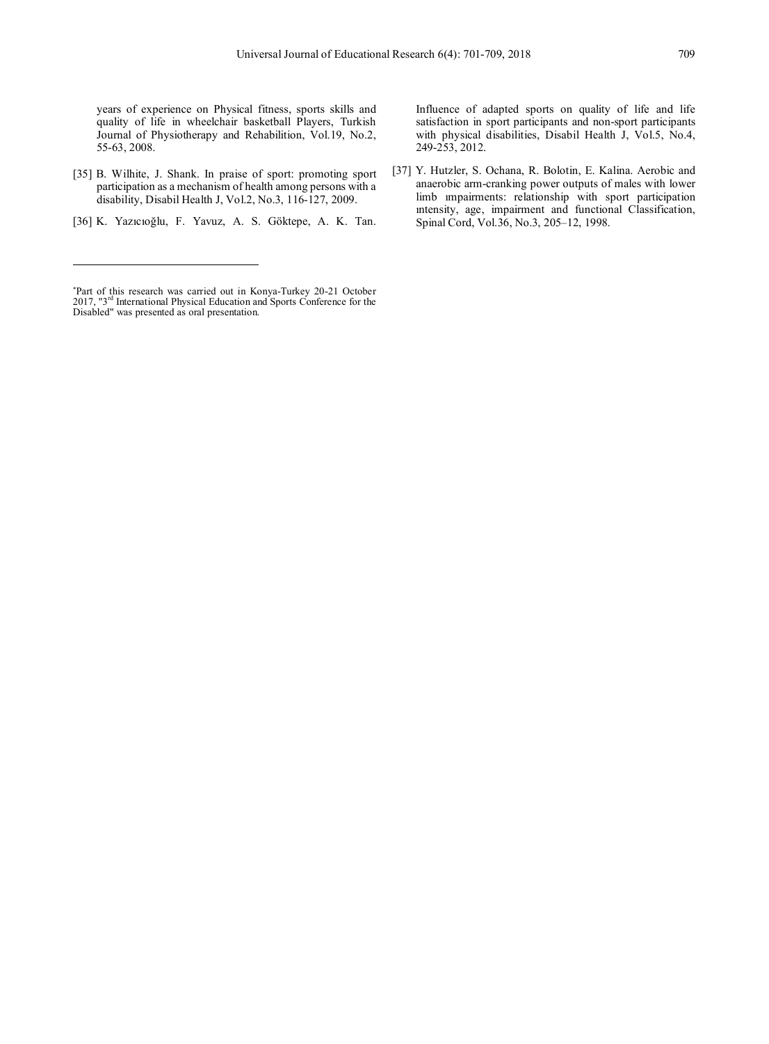years of experience on Physical fitness, sports skills and quality of life in wheelchair basketball Players, Turkish Journal of Physiotherapy and Rehabilition, Vol.19, No.2, 55-63, 2008.

[35] B. Wilhite, J. Shank. In praise of sport: promoting sport participation as a mechanism of health among persons with a disability, Disabil Health J, Vol.2, No.3, 116-127, 2009.

[36] K. Yazıcıoğlu, F. Yavuz, A. S. Göktepe, A. K. Tan. Influence of adapted sports on quality of life and life satisfaction in sport participants and non-sport participants with physical disabilities, Disabil Health J, Vol.5, No.4, 249-253, 2012.

[37] Y. Hutzler, S. Ochana, R. Bolotin, E. Kalina. Aerobic and anaerobic arm-cranking power outputs of males with lower limb ımpairments: relationship with sport participation ıntensity, age, impairment and functional Classification, Spinal Cord, Vol.36, No.3, 205–12, 1998.

---

*Part of this research was carried out in Konya-Turkey 20-21 October 2017, "3rd International Physical Education and Sports Conference for the Disabled" was presented as oral presentation.